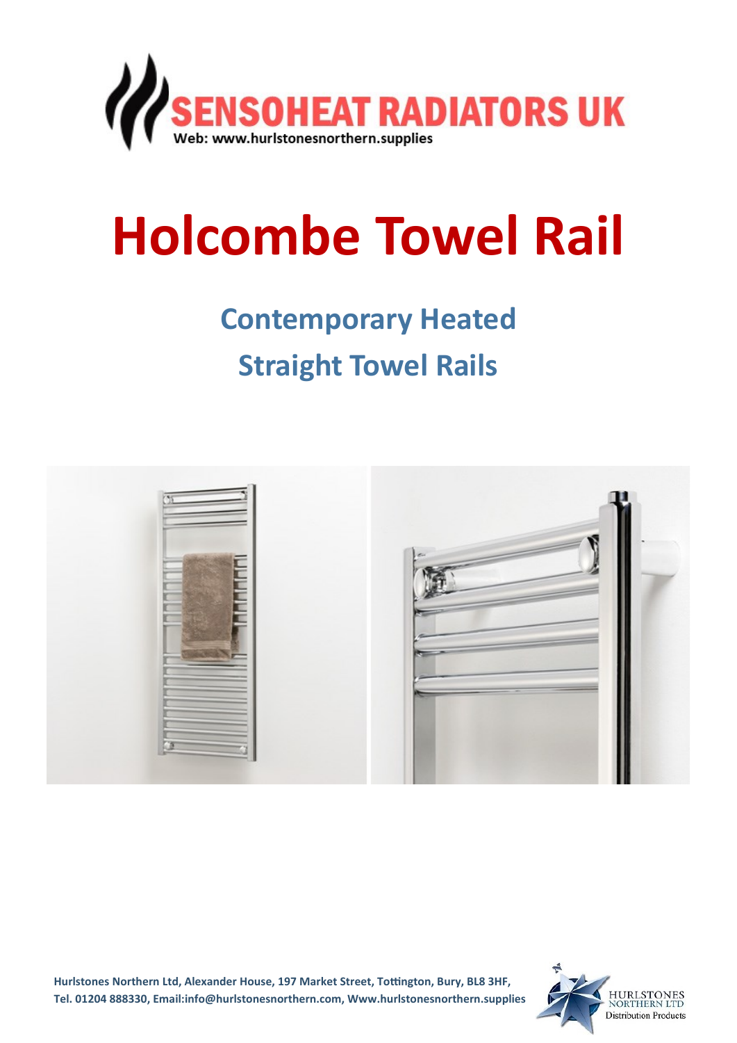SENSOHEAT RADIATORS UK

Web: www.hurlstonesnorthern.supplies

# Holcombe Towel Rail

## Contemporary Heated Straight Towel Rails

Hurlstones Northern Ltd, Alexander House, 197 Market Street, Tottington, Bury, BL8 3HF,
Tel. 01204 888330, Email:info@hurlstonesnorthern.com, Www.hurlstonesnorthern.supplies

HURLSTONES NORTHERN LTD
Distribution Products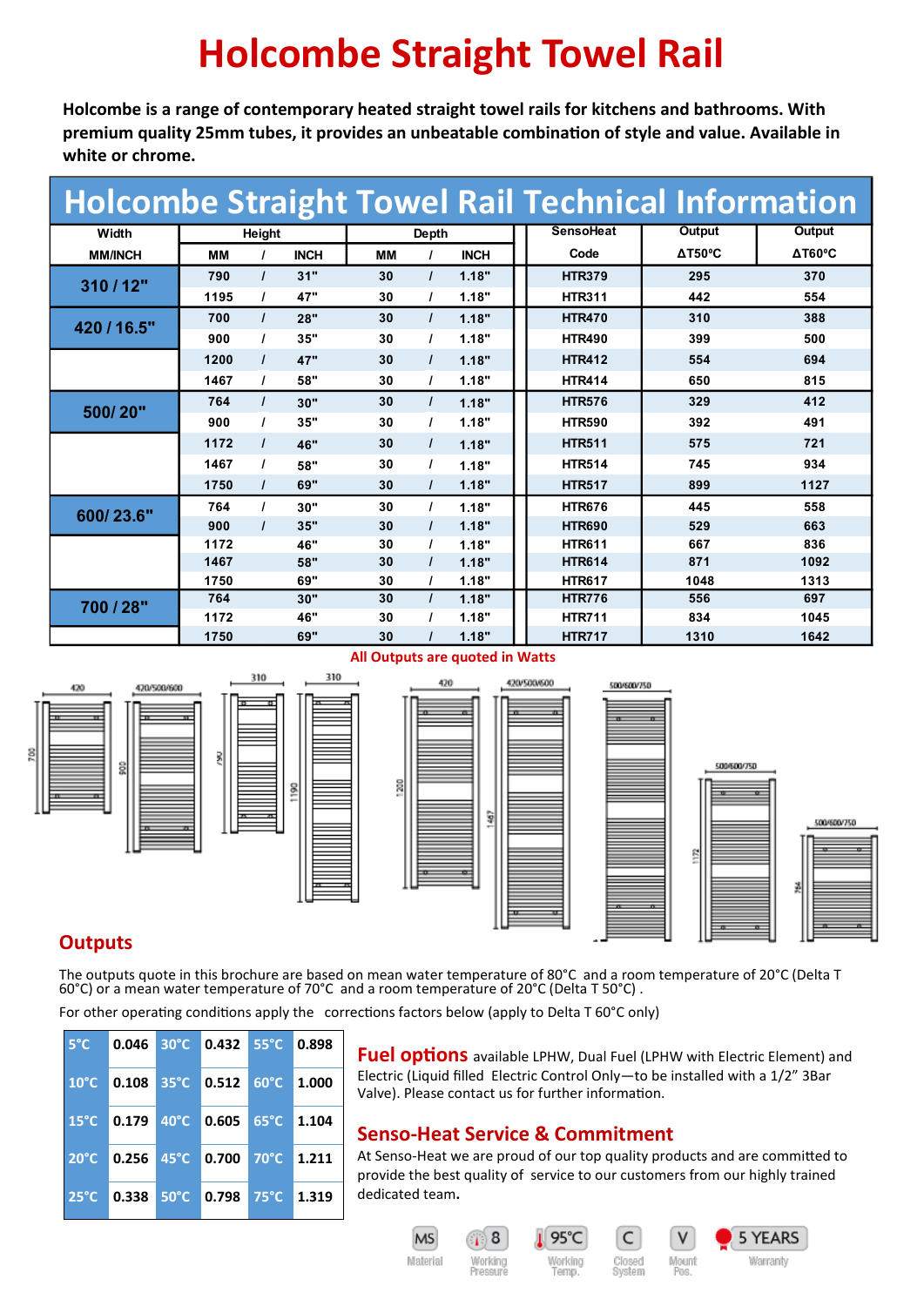# Holcombe Straight Towel Rail

**Holcombe is a range of contemporary heated straight towel rails for kitchens and bathrooms. With premium quality 25mm tubes, it provides an unbeatable combination of style and value. Available in white or chrome.**

## Holcombe Straight Towel Rail Technical Information

| Width MM/INCH | Height MM | / | Height INCH | Depth MM | / | Depth INCH | SensoHeat Code | Output ΔT50ºC | Output ΔT60ºC |
|---|---|---|---|---|---|---|---|---|---|
| 310 / 12" | 790 | / | 31" | 30 | / | 1.18" | HTR379 | 295 | 370 |
| | 1195 | / | 47" | 30 | / | 1.18" | HTR311 | 442 | 554 |
| 420 / 16.5" | 700 | / | 28" | 30 | / | 1.18" | HTR470 | 310 | 388 |
| | 900 | / | 35" | 30 | / | 1.18" | HTR490 | 399 | 500 |
| | 1200 | / | 47" | 30 | / | 1.18" | HTR412 | 554 | 694 |
| | 1467 | / | 58" | 30 | / | 1.18" | HTR414 | 650 | 815 |
| 500/ 20" | 764 | / | 30" | 30 | / | 1.18" | HTR576 | 329 | 412 |
| | 900 | / | 35" | 30 | / | 1.18" | HTR590 | 392 | 491 |
| | 1172 | / | 46" | 30 | / | 1.18" | HTR511 | 575 | 721 |
| | 1467 | / | 58" | 30 | / | 1.18" | HTR514 | 745 | 934 |
| | 1750 | / | 69" | 30 | / | 1.18" | HTR517 | 899 | 1127 |
| 600/ 23.6" | 764 | / | 30" | 30 | / | 1.18" | HTR676 | 445 | 558 |
| | 900 | / | 35" | 30 | / | 1.18" | HTR690 | 529 | 663 |
| | 1172 | | 46" | 30 | / | 1.18" | HTR611 | 667 | 836 |
| | 1467 | | 58" | 30 | / | 1.18" | HTR614 | 871 | 1092 |
| | 1750 | | 69" | 30 | / | 1.18" | HTR617 | 1048 | 1313 |
| 700 / 28" | 764 | | 30" | 30 | / | 1.18" | HTR776 | 556 | 697 |
| | 1172 | | 46" | 30 | / | 1.18" | HTR711 | 834 | 1045 |
| | 1750 | | 69" | 30 | / | 1.18" | HTR717 | 1310 | 1642 |

All Outputs are quoted in Watts

420 700
420/500/600 900
310 790
310 1190
420 1200
420/500/600 1467
500/600/750
500/600/750 1172
500/600/750 764

## Outputs

The outputs quote in this brochure are based on mean water temperature of 80°C and a room temperature of 20°C (Delta T 60°C) or a mean water temperature of 70°C and a room temperature of 20°C (Delta T 50°C) .

For other operating conditions apply the corrections factors below (apply to Delta T 60°C only)

| | | | | | |
|---|---|---|---|---|---|
| 5°C | 0.046 | 30°C | 0.432 | 55°C | 0.898 |
| 10°C | 0.108 | 35°C | 0.512 | 60°C | 1.000 |
| 15°C | 0.179 | 40°C | 0.605 | 65°C | 1.104 |
| 20°C | 0.256 | 45°C | 0.700 | 70°C | 1.211 |
| 25°C | 0.338 | 50°C | 0.798 | 75°C | 1.319 |

**Fuel options** available LPHW, Dual Fuel (LPHW with Electric Element) and Electric (Liquid filled Electric Control Only—to be installed with a 1/2" 3Bar Valve). Please contact us for further information.

## Senso-Heat Service & Commitment

At Senso-Heat we are proud of our top quality products and are committed to provide the best quality of service to our customers from our highly trained dedicated team.

MS Material | 8 Working Pressure | 95°C Working Temp. | C Closed System | V Mount Pos. | 5 YEARS Warranty